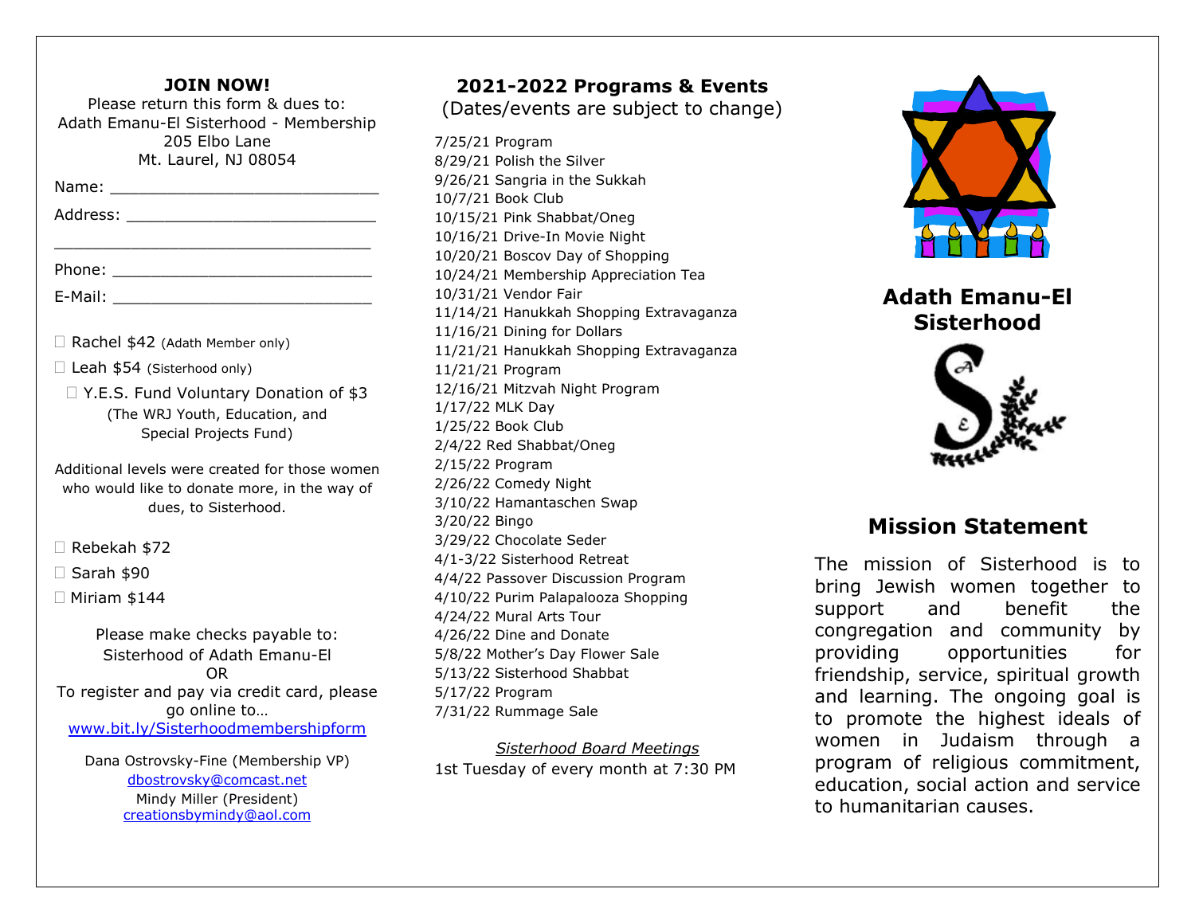## JOIN NOW!

Please return this form & dues to:
Adath Emanu-El Sisterhood - Membership
205 Elbo Lane
Mt. Laurel, NJ 08054

Name: ____________________________

Address: __________________________

__________________________________

Phone: ___________________________

E-Mail: ___________________________

☐ Rachel $42 (Adath Member only)

☐ Leah $54 (Sisterhood only)

☐ Y.E.S. Fund Voluntary Donation of $3 (The WRJ Youth, Education, and Special Projects Fund)

Additional levels were created for those women who would like to donate more, in the way of dues, to Sisterhood.

☐ Rebekah $72

☐ Sarah $90

☐ Miriam $144

Please make checks payable to:
Sisterhood of Adath Emanu-El
OR
To register and pay via credit card, please go online to…
www.bit.ly/Sisterhoodmembershipform

Dana Ostrovsky-Fine (Membership VP)
dbostrovsky@comcast.net
Mindy Miller (President)
creationsbymindy@aol.com

## 2021-2022 Programs & Events

(Dates/events are subject to change)

7/25/21 Program
8/29/21 Polish the Silver
9/26/21 Sangria in the Sukkah
10/7/21 Book Club
10/15/21 Pink Shabbat/Oneg
10/16/21 Drive-In Movie Night
10/20/21 Boscov Day of Shopping
10/24/21 Membership Appreciation Tea
10/31/21 Vendor Fair
11/14/21 Hanukkah Shopping Extravaganza
11/16/21 Dining for Dollars
11/21/21 Hanukkah Shopping Extravaganza
11/21/21 Program
12/16/21 Mitzvah Night Program
1/17/22 MLK Day
1/25/22 Book Club
2/4/22 Red Shabbat/Oneg
2/15/22 Program
2/26/22 Comedy Night
3/10/22 Hamantaschen Swap
3/20/22 Bingo
3/29/22 Chocolate Seder
4/1-3/22 Sisterhood Retreat
4/4/22 Passover Discussion Program
4/10/22 Purim Palapalooza Shopping
4/24/22 Mural Arts Tour
4/26/22 Dine and Donate
5/8/22 Mother's Day Flower Sale
5/13/22 Sisterhood Shabbat
5/17/22 Program
7/31/22 Rummage Sale

*Sisterhood Board Meetings*
1st Tuesday of every month at 7:30 PM

## Adath Emanu-El Sisterhood

## Mission Statement

The mission of Sisterhood is to bring Jewish women together to support and benefit the congregation and community by providing opportunities for friendship, service, spiritual growth and learning. The ongoing goal is to promote the highest ideals of women in Judaism through a program of religious commitment, education, social action and service to humanitarian causes.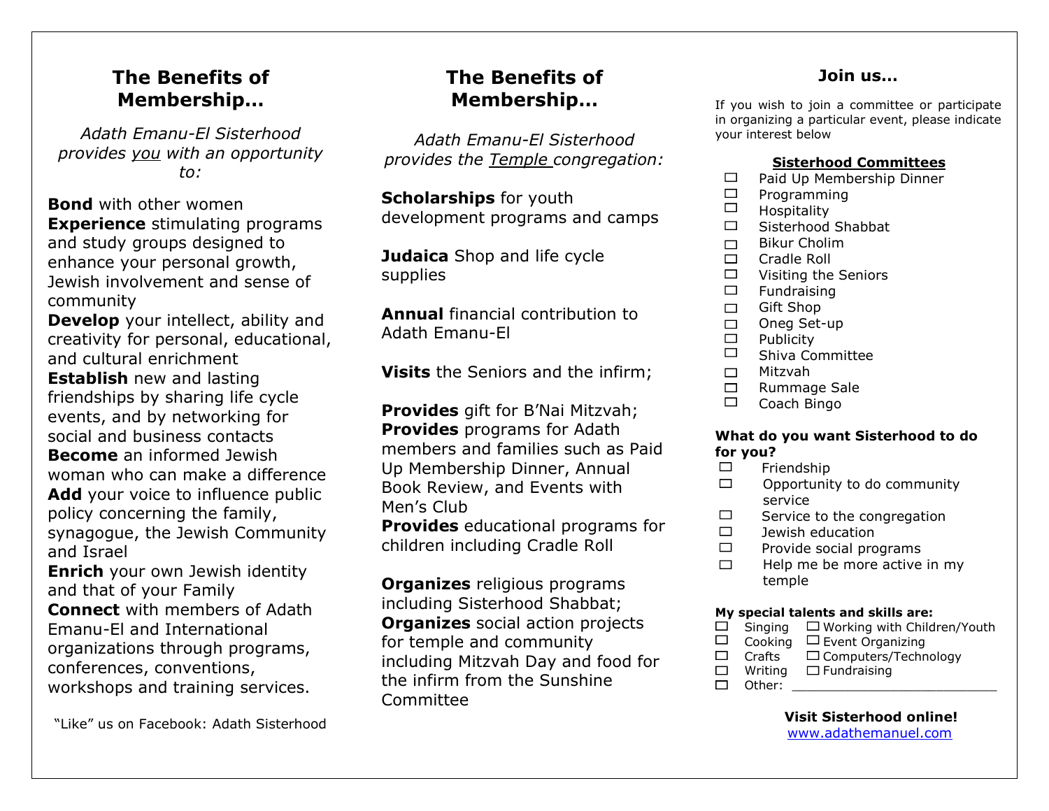## The Benefits of Membership…

*Adath Emanu-El Sisterhood provides you with an opportunity to:*

**Bond** with other women
**Experience** stimulating programs and study groups designed to enhance your personal growth, Jewish involvement and sense of community
**Develop** your intellect, ability and creativity for personal, educational, and cultural enrichment
**Establish** new and lasting friendships by sharing life cycle events, and by networking for social and business contacts
**Become** an informed Jewish woman who can make a difference
**Add** your voice to influence public policy concerning the family, synagogue, the Jewish Community and Israel
**Enrich** your own Jewish identity and that of your Family
**Connect** with members of Adath Emanu-El and International organizations through programs, conferences, conventions, workshops and training services.

"Like" us on Facebook: Adath Sisterhood

## The Benefits of Membership…

*Adath Emanu-El Sisterhood provides the Temple congregation:*

**Scholarships** for youth development programs and camps

**Judaica** Shop and life cycle supplies

**Annual** financial contribution to Adath Emanu-El

**Visits** the Seniors and the infirm;

**Provides** gift for B'Nai Mitzvah;
**Provides** programs for Adath members and families such as Paid Up Membership Dinner, Annual Book Review, and Events with Men's Club
**Provides** educational programs for children including Cradle Roll

**Organizes** religious programs including Sisterhood Shabbat;
**Organizes** social action projects for temple and community including Mitzvah Day and food for the infirm from the Sunshine Committee

## Join us…

If you wish to join a committee or participate in organizing a particular event, please indicate your interest below

**Sisterhood Committees**

- ☐ Paid Up Membership Dinner
- ☐ Programming
- ☐ Hospitality
- ☐ Sisterhood Shabbat
- ☐ Bikur Cholim
- ☐ Cradle Roll
- ☐ Visiting the Seniors
- ☐ Fundraising
- ☐ Gift Shop
- ☐ Oneg Set-up
- ☐ Publicity
- ☐ Shiva Committee
- ☐ Mitzvah
- ☐ Rummage Sale
- ☐ Coach Bingo

**What do you want Sisterhood to do for you?**

- ☐ Friendship
- ☐ Opportunity to do community service
- ☐ Service to the congregation
- ☐ Jewish education
- ☐ Provide social programs
- ☐ Help me be more active in my temple

**My special talents and skills are:**

- ☐ Singing ☐ Working with Children/Youth
- ☐ Cooking ☐ Event Organizing
- ☐ Crafts ☐ Computers/Technology
- ☐ Writing ☐ Fundraising
- ☐ Other: ___________________________

**Visit Sisterhood online!**
www.adathemanuel.com